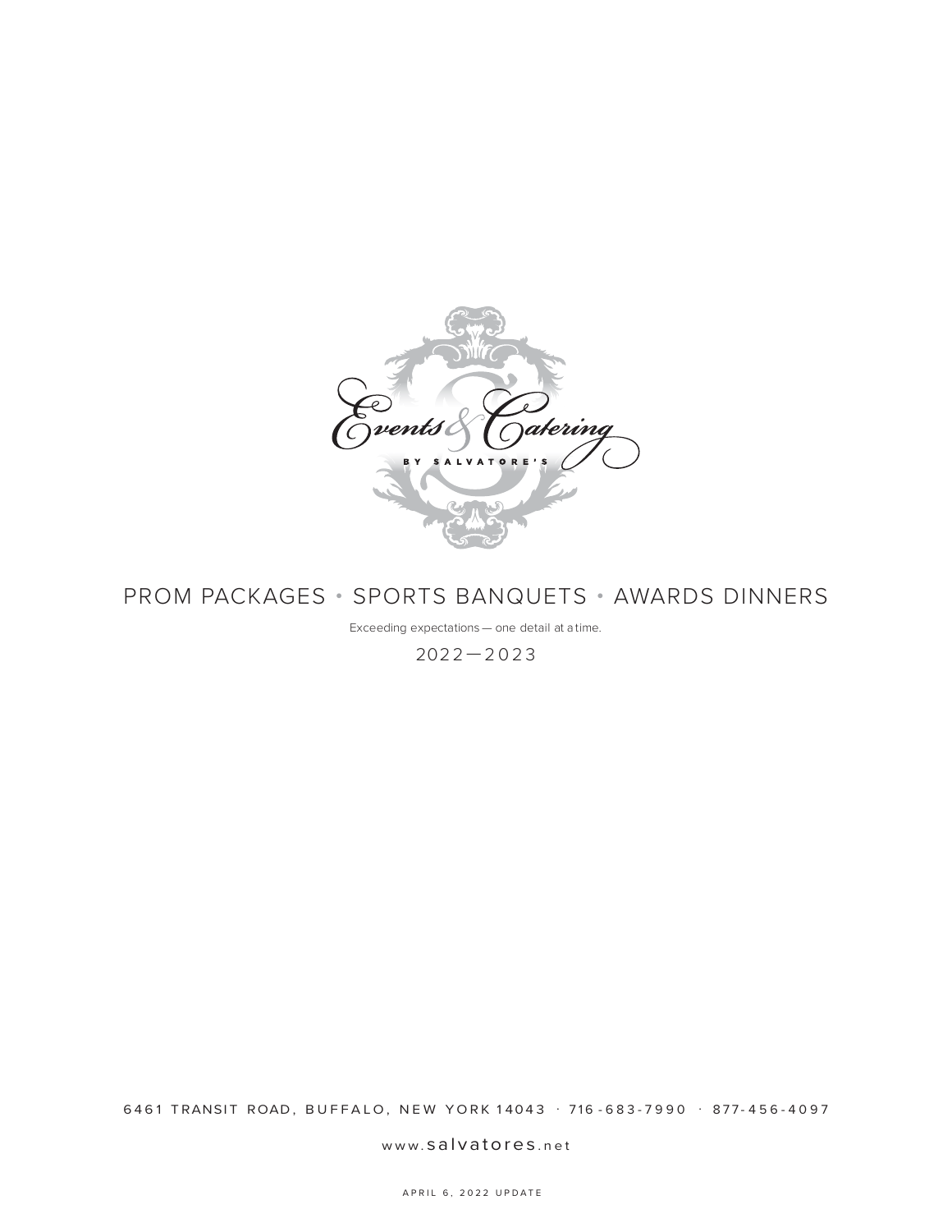# Events & Catering

BY SALVATORE'S

## PROM PACKAGES • SPORTS BANQUETS • AWARDS DINNERS

Exceeding expectations — one detail at a time.

2022—2023

6461 TRANSIT ROAD, BUFFALO, NEW YORK 14043 · 716-683-7990 · 877-456-4097

www.salvatores.net

APRIL 6, 2022 UPDATE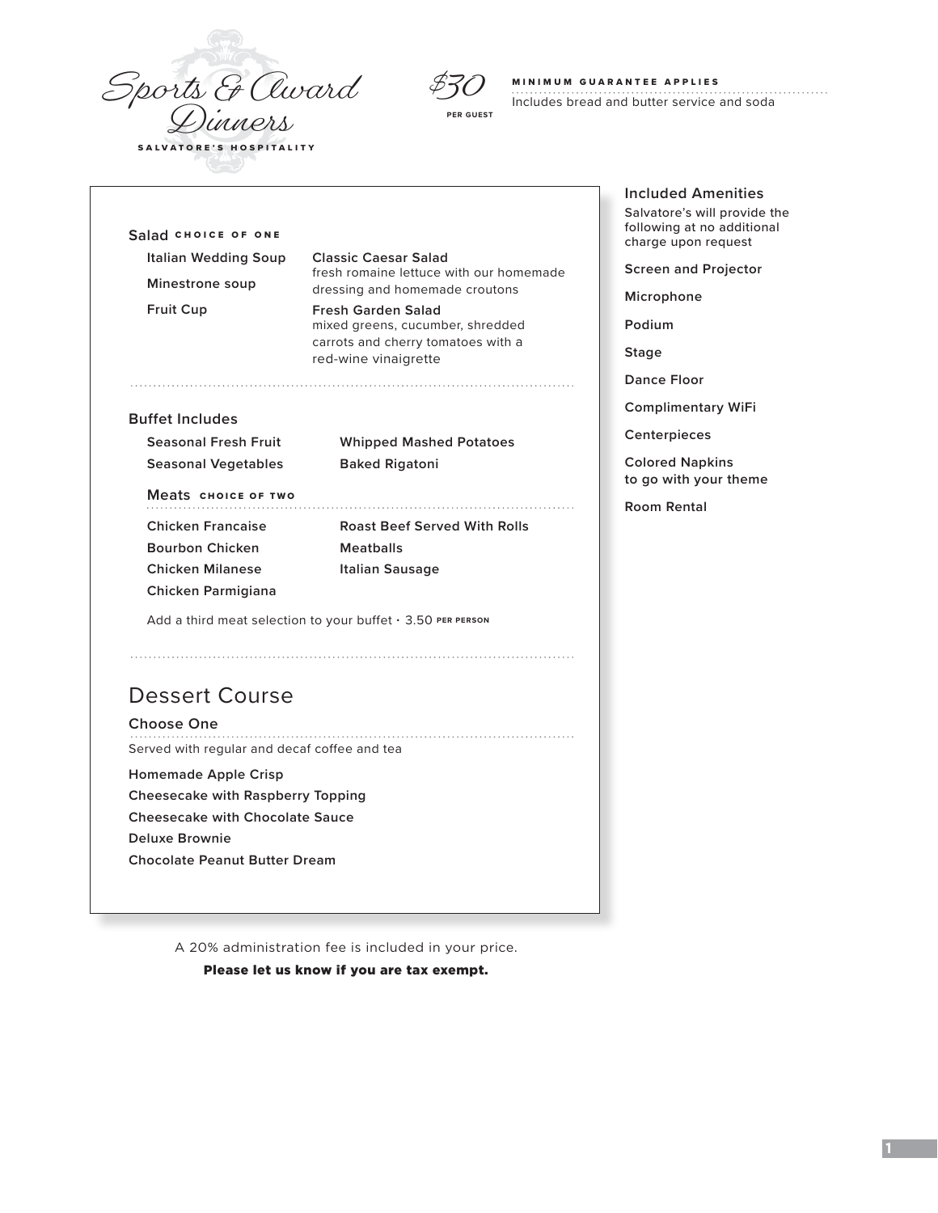# Sports & Award Dinners

**SALVATORE'S HOSPITALITY**

**$30** PER GUEST

**MINIMUM GUARANTEE APPLIES**

Includes bread and butter service and soda

## Salad CHOICE OF ONE

- Italian Wedding Soup
- Minestrone soup
- Fruit Cup
- **Classic Caesar Salad**
  fresh romaine lettuce with our homemade dressing and homemade croutons
- **Fresh Garden Salad**
  mixed greens, cucumber, shredded carrots and cherry tomatoes with a red-wine vinaigrette

## Buffet Includes

- Seasonal Fresh Fruit
- Seasonal Vegetables
- Whipped Mashed Potatoes
- Baked Rigatoni

### Meats CHOICE OF TWO

- Chicken Francaise
- Bourbon Chicken
- Chicken Milanese
- Chicken Parmigiana
- Roast Beef Served With Rolls
- Meatballs
- Italian Sausage

Add a third meat selection to your buffet • 3.50 PER PERSON

## Dessert Course

### Choose One

Served with regular and decaf coffee and tea

- Homemade Apple Crisp
- Cheesecake with Raspberry Topping
- Cheesecake with Chocolate Sauce
- Deluxe Brownie
- Chocolate Peanut Butter Dream

## Included Amenities

Salvatore's will provide the following at no additional charge upon request

- Screen and Projector
- Microphone
- Podium
- Stage
- Dance Floor
- Complimentary WiFi
- Centerpieces
- Colored Napkins to go with your theme
- Room Rental

A 20% administration fee is included in your price.

**Please let us know if you are tax exempt.**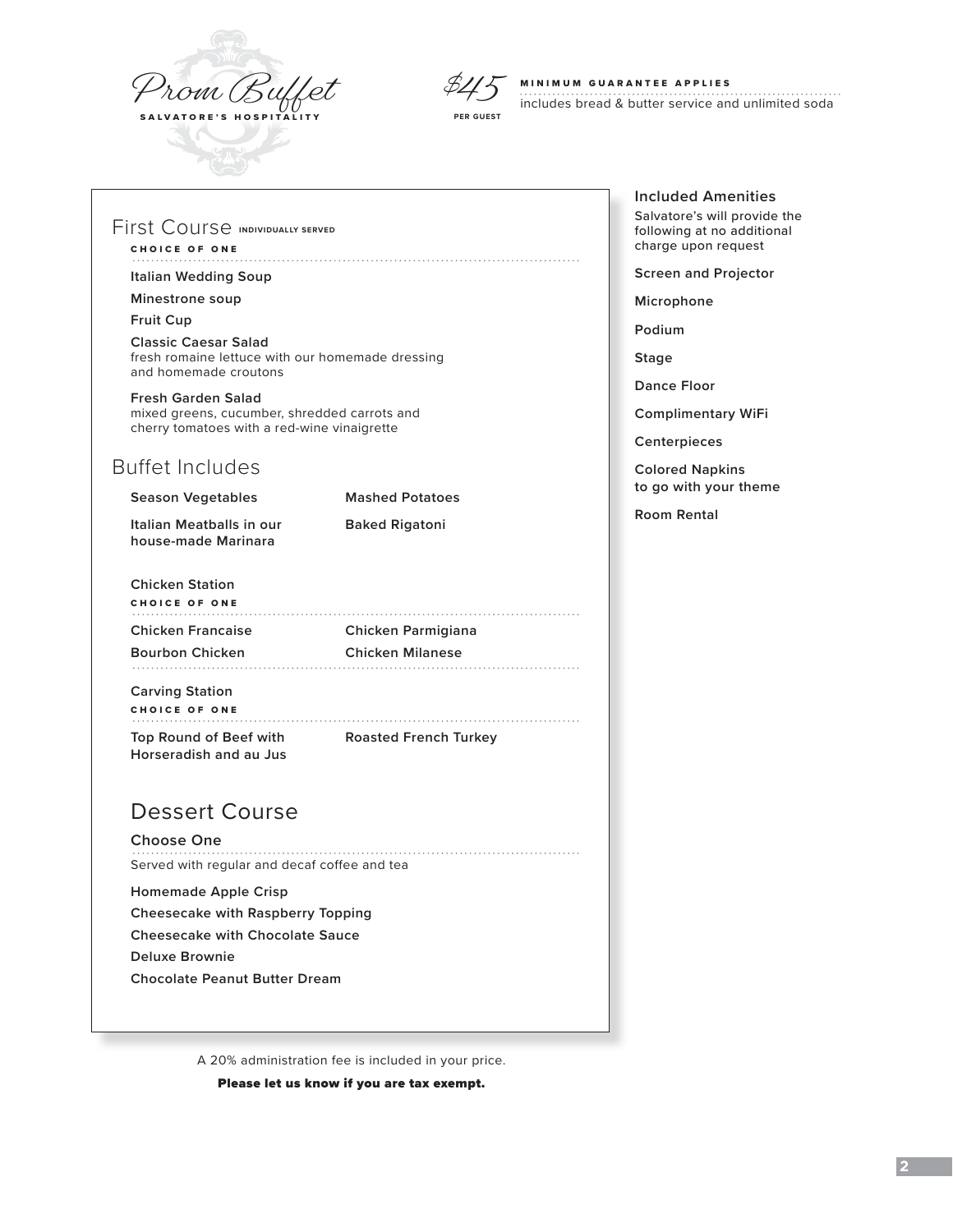# Prom Buffet

SALVATORE'S HOSPITALITY

$45 PER GUEST

**MINIMUM GUARANTEE APPLIES**

includes bread & butter service and unlimited soda

## First Course INDIVIDUALLY SERVED

CHOICE OF ONE

**Italian Wedding Soup**

**Minestrone soup**

**Fruit Cup**

**Classic Caesar Salad**
fresh romaine lettuce with our homemade dressing and homemade croutons

**Fresh Garden Salad**
mixed greens, cucumber, shredded carrots and cherry tomatoes with a red-wine vinaigrette

## Buffet Includes

**Season Vegetables**

**Mashed Potatoes**

**Italian Meatballs in our house-made Marinara**

**Baked Rigatoni**

### Chicken Station

CHOICE OF ONE

**Chicken Francaise**

**Chicken Parmigiana**

**Bourbon Chicken**

**Chicken Milanese**

### Carving Station

CHOICE OF ONE

**Top Round of Beef with Horseradish and au Jus**

**Roasted French Turkey**

## Dessert Course

### Choose One

Served with regular and decaf coffee and tea

**Homemade Apple Crisp**

**Cheesecake with Raspberry Topping**

**Cheesecake with Chocolate Sauce**

**Deluxe Brownie**

**Chocolate Peanut Butter Dream**

A 20% administration fee is included in your price.

**Please let us know if you are tax exempt.**

## Included Amenities

Salvatore's will provide the following at no additional charge upon request

**Screen and Projector**

**Microphone**

**Podium**

**Stage**

**Dance Floor**

**Complimentary WiFi**

**Centerpieces**

**Colored Napkins to go with your theme**

**Room Rental**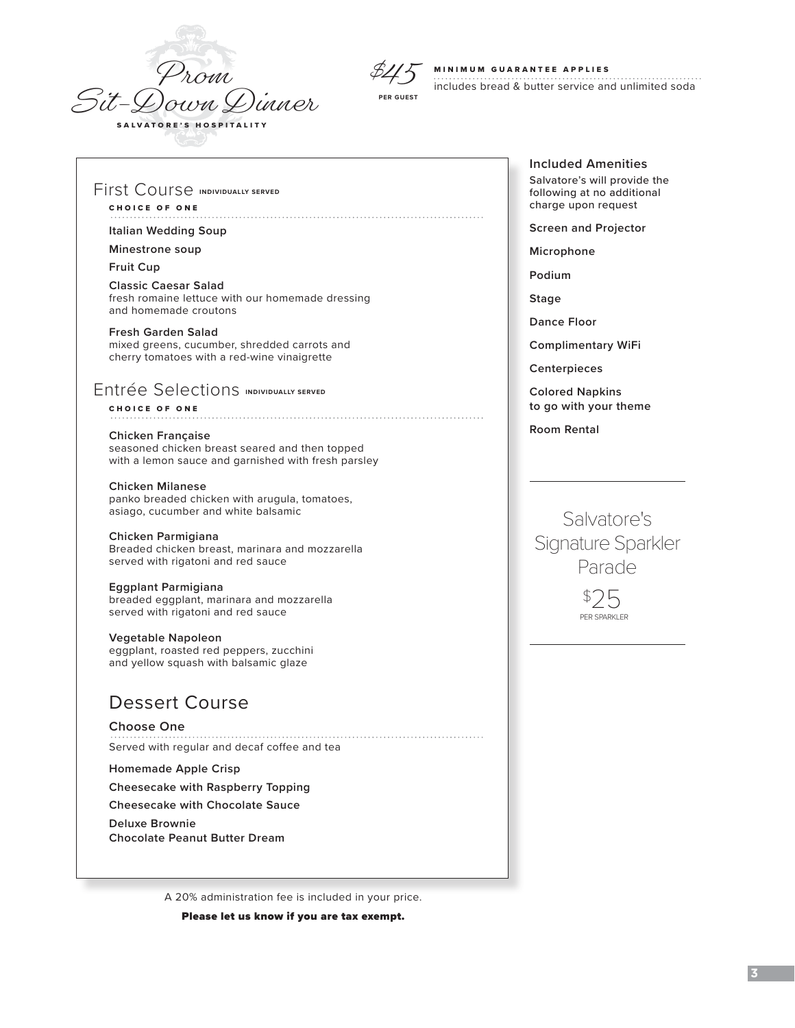# Prom Sit-Down Dinner

SALVATORE'S HOSPITALITY

**$45** PER GUEST

**MINIMUM GUARANTEE APPLIES**

includes bread & butter service and unlimited soda

## First Course INDIVIDUALLY SERVED

**CHOICE OF ONE**

**Italian Wedding Soup**

**Minestrone soup**

**Fruit Cup**

**Classic Caesar Salad**
fresh romaine lettuce with our homemade dressing and homemade croutons

**Fresh Garden Salad**
mixed greens, cucumber, shredded carrots and cherry tomatoes with a red-wine vinaigrette

## Entrée Selections INDIVIDUALLY SERVED

**CHOICE OF ONE**

**Chicken Française**
seasoned chicken breast seared and then topped with a lemon sauce and garnished with fresh parsley

**Chicken Milanese**
panko breaded chicken with arugula, tomatoes, asiago, cucumber and white balsamic

**Chicken Parmigiana**
Breaded chicken breast, marinara and mozzarella served with rigatoni and red sauce

**Eggplant Parmigiana**
breaded eggplant, marinara and mozzarella served with rigatoni and red sauce

**Vegetable Napoleon**
eggplant, roasted red peppers, zucchini and yellow squash with balsamic glaze

## Dessert Course

**Choose One**

Served with regular and decaf coffee and tea

**Homemade Apple Crisp**

**Cheesecake with Raspberry Topping**

**Cheesecake with Chocolate Sauce**

**Deluxe Brownie**

**Chocolate Peanut Butter Dream**

A 20% administration fee is included in your price.

**Please let us know if you are tax exempt.**

## Included Amenities

Salvatore's will provide the following at no additional charge upon request

**Screen and Projector**

**Microphone**

**Podium**

**Stage**

**Dance Floor**

**Complimentary WiFi**

**Centerpieces**

**Colored Napkins to go with your theme**

**Room Rental**

---

## Salvatore's Signature Sparkler Parade

**$25** PER SPARKLER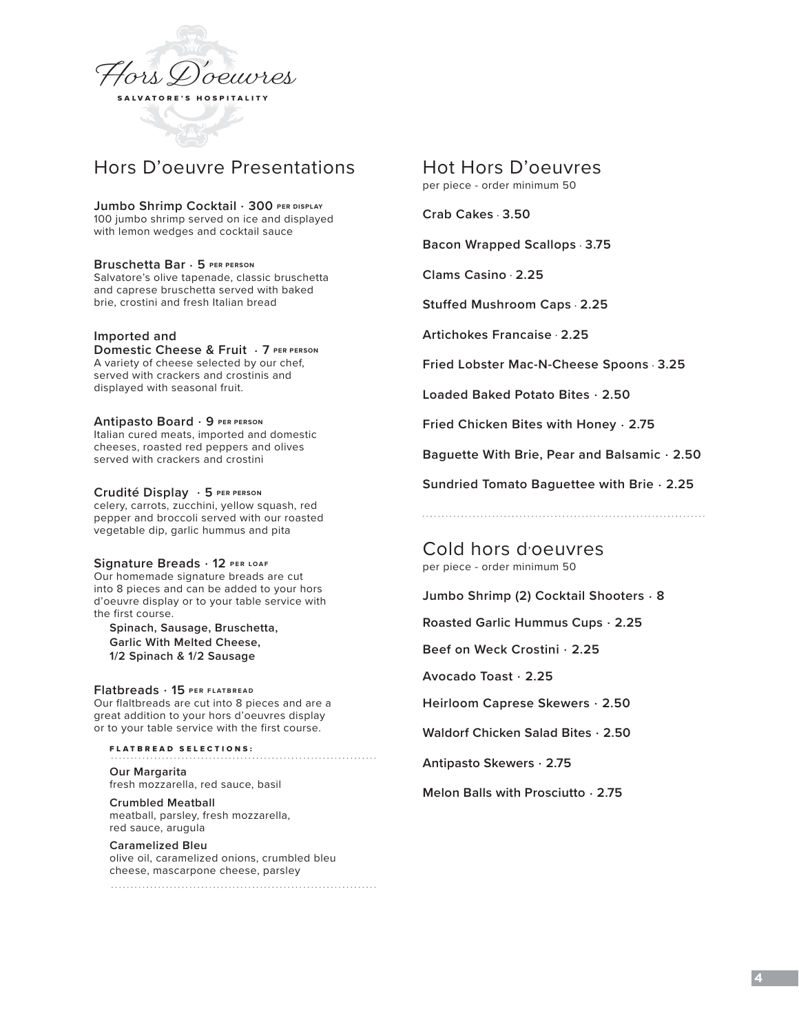# Hors D'oeuvres

SALVATORE'S HOSPITALITY

## Hors D'oeuvre Presentations

**Jumbo Shrimp Cocktail · 300** PER DISPLAY
100 jumbo shrimp served on ice and displayed with lemon wedges and cocktail sauce

**Bruschetta Bar · 5** PER PERSON
Salvatore's olive tapenade, classic bruschetta and caprese bruschetta served with baked brie, crostini and fresh Italian bread

**Imported and Domestic Cheese & Fruit · 7** PER PERSON
A variety of cheese selected by our chef, served with crackers and crostinis and displayed with seasonal fruit.

**Antipasto Board · 9** PER PERSON
Italian cured meats, imported and domestic cheeses, roasted red peppers and olives served with crackers and crostini

**Crudité Display · 5** PER PERSON
celery, carrots, zucchini, yellow squash, red pepper and broccoli served with our roasted vegetable dip, garlic hummus and pita

**Signature Breads · 12** PER LOAF
Our homemade signature breads are cut into 8 pieces and can be added to your hors d'oeuvre display or to your table service with the first course.

**Spinach, Sausage, Bruschetta, Garlic With Melted Cheese, 1/2 Spinach & 1/2 Sausage**

**Flatbreads · 15** PER FLATBREAD
Our flaltbreads are cut into 8 pieces and are a great addition to your hors d'oeuvres display or to your table service with the first course.

FLATBREAD SELECTIONS:

**Our Margarita**
fresh mozzarella, red sauce, basil

**Crumbled Meatball**
meatball, parsley, fresh mozzarella, red sauce, arugula

**Caramelized Bleu**
olive oil, caramelized onions, crumbled bleu cheese, mascarpone cheese, parsley

## Hot Hors D'oeuvres

per piece - order minimum 50

**Crab Cakes · 3.50**

**Bacon Wrapped Scallops · 3.75**

**Clams Casino · 2.25**

**Stuffed Mushroom Caps · 2.25**

**Artichokes Francaise · 2.25**

**Fried Lobster Mac-N-Cheese Spoons · 3.25**

**Loaded Baked Potato Bites · 2.50**

**Fried Chicken Bites with Honey · 2.75**

**Baguette With Brie, Pear and Balsamic · 2.50**

**Sundried Tomato Baguettee with Brie · 2.25**

## Cold hors d'oeuvres

per piece - order minimum 50

**Jumbo Shrimp (2) Cocktail Shooters · 8**

**Roasted Garlic Hummus Cups · 2.25**

**Beef on Weck Crostini · 2.25**

**Avocado Toast · 2.25**

**Heirloom Caprese Skewers · 2.50**

**Waldorf Chicken Salad Bites · 2.50**

**Antipasto Skewers · 2.75**

**Melon Balls with Prosciutto · 2.75**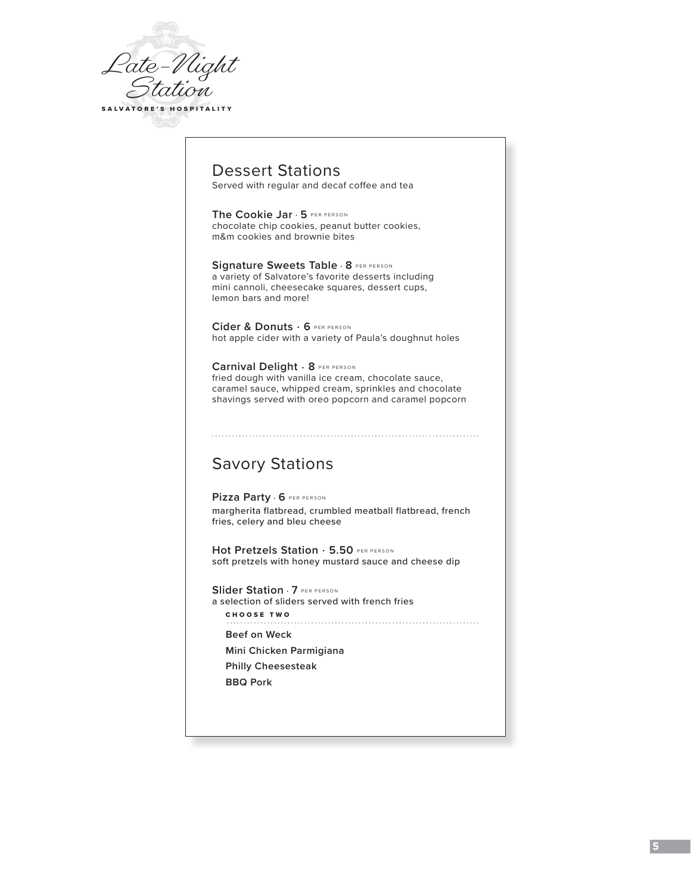# Late-Night Station

SALVATORE'S HOSPITALITY

## Dessert Stations

Served with regular and decaf coffee and tea

**The Cookie Jar · 5** PER PERSON
chocolate chip cookies, peanut butter cookies, m&m cookies and brownie bites

**Signature Sweets Table · 8** PER PERSON
a variety of Salvatore's favorite desserts including mini cannoli, cheesecake squares, dessert cups, lemon bars and more!

**Cider & Donuts · 6** PER PERSON
hot apple cider with a variety of Paula's doughnut holes

**Carnival Delight · 8** PER PERSON
fried dough with vanilla ice cream, chocolate sauce, caramel sauce, whipped cream, sprinkles and chocolate shavings served with oreo popcorn and caramel popcorn

## Savory Stations

**Pizza Party · 6** PER PERSON
margherita flatbread, crumbled meatball flatbread, french fries, celery and bleu cheese

**Hot Pretzels Station · 5.50** PER PERSON
soft pretzels with honey mustard sauce and cheese dip

**Slider Station · 7** PER PERSON
a selection of sliders served with french fries

CHOOSE TWO

- Beef on Weck
- Mini Chicken Parmigiana
- Philly Cheesesteak
- BBQ Pork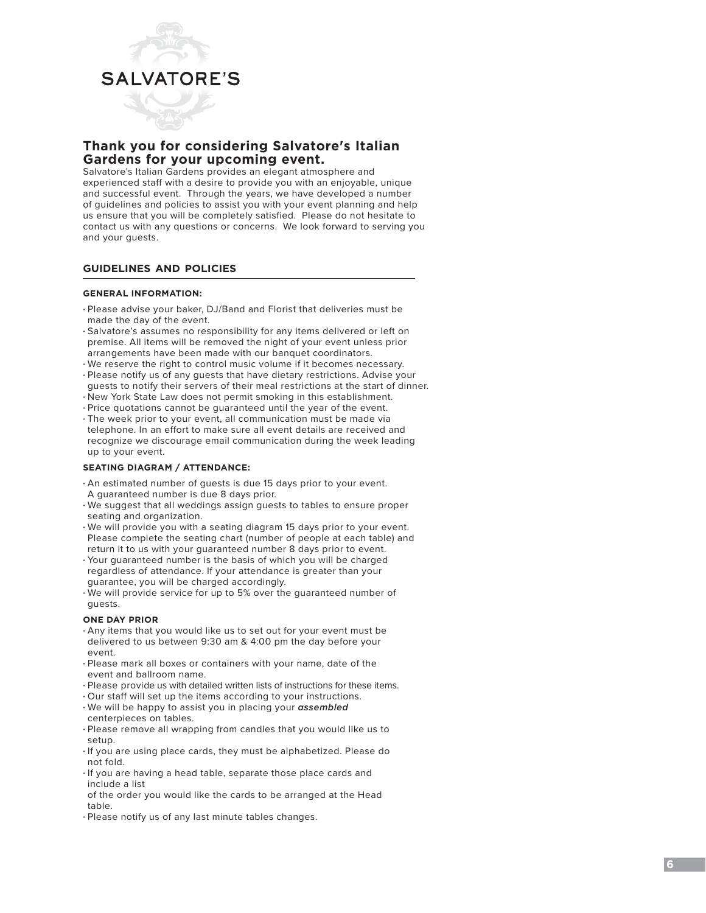SALVATORE'S

## Thank you for considering Salvatore's Italian Gardens for your upcoming event.

Salvatore's Italian Gardens provides an elegant atmosphere and experienced staff with a desire to provide you with an enjoyable, unique and successful event. Through the years, we have developed a number of guidelines and policies to assist you with your event planning and help us ensure that you will be completely satisfied. Please do not hesitate to contact us with any questions or concerns. We look forward to serving you and your guests.

### GUIDELINES AND POLICIES

#### GENERAL INFORMATION:

- Please advise your baker, DJ/Band and Florist that deliveries must be made the day of the event.
- Salvatore's assumes no responsibility for any items delivered or left on premise. All items will be removed the night of your event unless prior arrangements have been made with our banquet coordinators.
- We reserve the right to control music volume if it becomes necessary.
- Please notify us of any guests that have dietary restrictions. Advise your guests to notify their servers of their meal restrictions at the start of dinner.
- New York State Law does not permit smoking in this establishment.
- Price quotations cannot be guaranteed until the year of the event.
- The week prior to your event, all communication must be made via telephone. In an effort to make sure all event details are received and recognize we discourage email communication during the week leading up to your event.

#### SEATING DIAGRAM / ATTENDANCE:

- An estimated number of guests is due 15 days prior to your event. A guaranteed number is due 8 days prior.
- We suggest that all weddings assign guests to tables to ensure proper seating and organization.
- We will provide you with a seating diagram 15 days prior to your event. Please complete the seating chart (number of people at each table) and return it to us with your guaranteed number 8 days prior to event.
- Your guaranteed number is the basis of which you will be charged regardless of attendance. If your attendance is greater than your guarantee, you will be charged accordingly.
- We will provide service for up to 5% over the guaranteed number of guests.

#### ONE DAY PRIOR

- Any items that you would like us to set out for your event must be delivered to us between 9:30 am & 4:00 pm the day before your event.
- Please mark all boxes or containers with your name, date of the event and ballroom name.
- Please provide us with detailed written lists of instructions for these items.
- Our staff will set up the items according to your instructions.
- We will be happy to assist you in placing your ***assembled*** centerpieces on tables.
- Please remove all wrapping from candles that you would like us to setup.
- If you are using place cards, they must be alphabetized. Please do not fold.
- If you are having a head table, separate those place cards and include a list of the order you would like the cards to be arranged at the Head table.
- Please notify us of any last minute tables changes.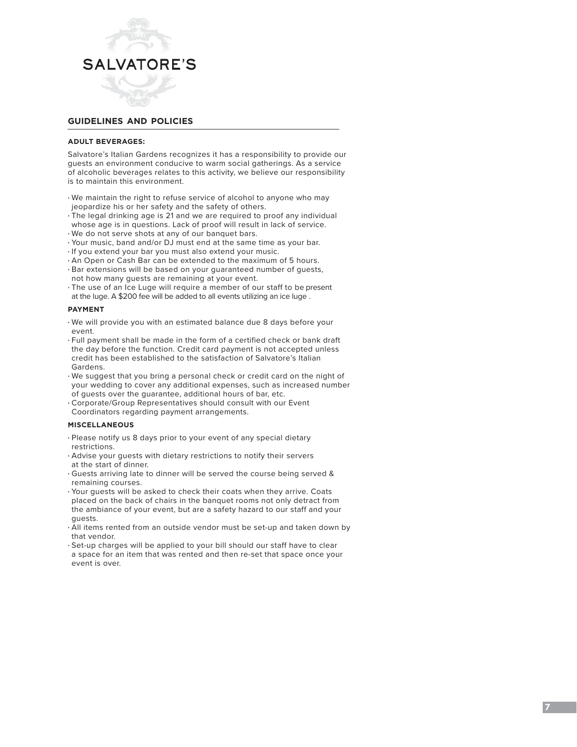SALVATORE'S

## GUIDELINES AND POLICIES

### ADULT BEVERAGES:

Salvatore's Italian Gardens recognizes it has a responsibility to provide our guests an environment conducive to warm social gatherings. As a service of alcoholic beverages relates to this activity, we believe our responsibility is to maintain this environment.

- We maintain the right to refuse service of alcohol to anyone who may jeopardize his or her safety and the safety of others.
- The legal drinking age is 21 and we are required to proof any individual whose age is in questions. Lack of proof will result in lack of service.
- We do not serve shots at any of our banquet bars.
- Your music, band and/or DJ must end at the same time as your bar.
- If you extend your bar you must also extend your music.
- An Open or Cash Bar can be extended to the maximum of 5 hours.
- Bar extensions will be based on your guaranteed number of guests, not how many guests are remaining at your event.
- The use of an Ice Luge will require a member of our staff to be present at the luge. A $200 fee will be added to all events utilizing an ice luge .

### PAYMENT

- We will provide you with an estimated balance due 8 days before your event.
- Full payment shall be made in the form of a certified check or bank draft the day before the function. Credit card payment is not accepted unless credit has been established to the satisfaction of Salvatore's Italian Gardens.
- We suggest that you bring a personal check or credit card on the night of your wedding to cover any additional expenses, such as increased number of guests over the guarantee, additional hours of bar, etc.
- Corporate/Group Representatives should consult with our Event Coordinators regarding payment arrangements.

### MISCELLANEOUS

- Please notify us 8 days prior to your event of any special dietary restrictions.
- Advise your guests with dietary restrictions to notify their servers at the start of dinner.
- Guests arriving late to dinner will be served the course being served & remaining courses.
- Your guests will be asked to check their coats when they arrive. Coats placed on the back of chairs in the banquet rooms not only detract from the ambiance of your event, but are a safety hazard to our staff and your guests.
- All items rented from an outside vendor must be set-up and taken down by that vendor.
- Set-up charges will be applied to your bill should our staff have to clear a space for an item that was rented and then re-set that space once your event is over.